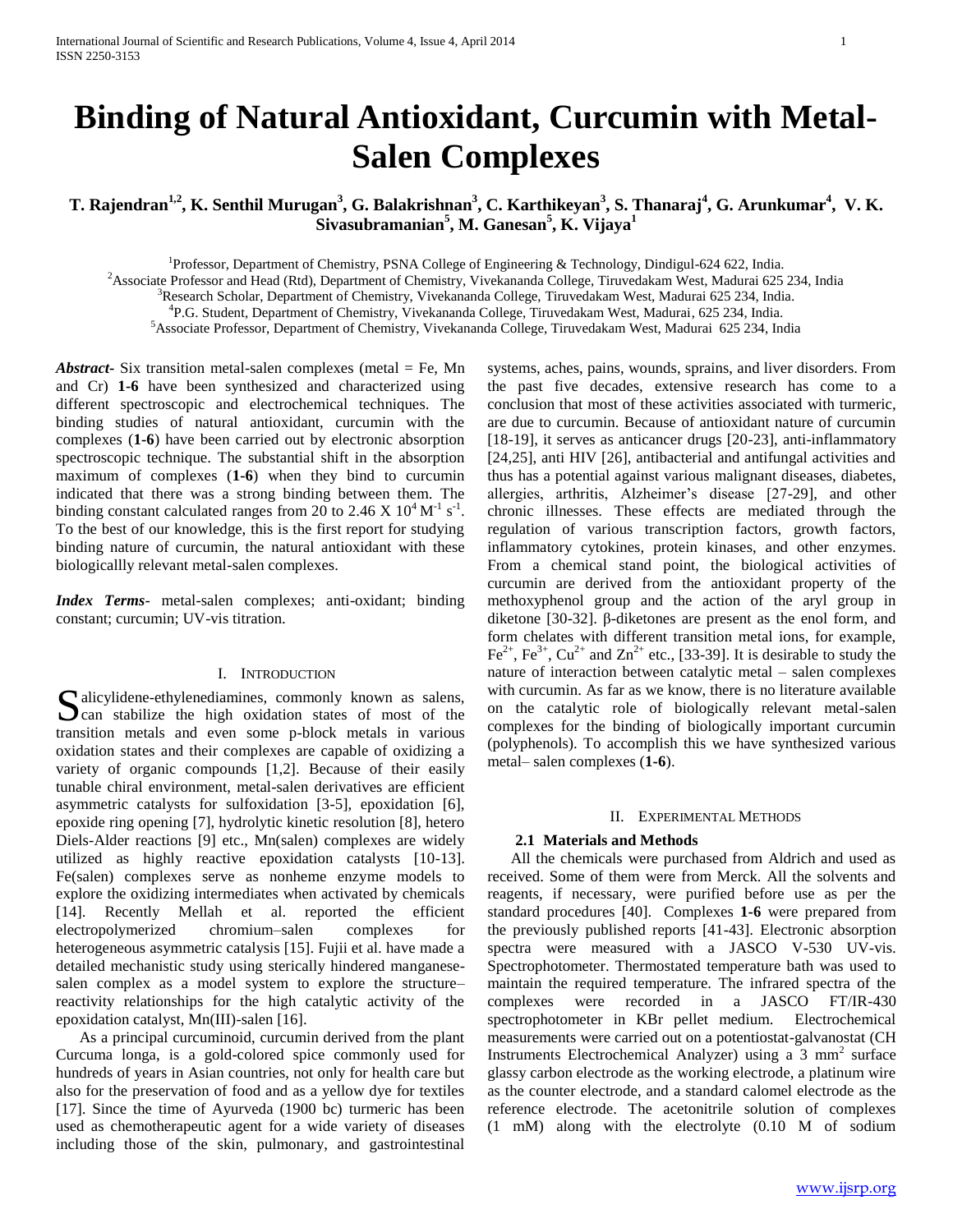# Binding of Natural Antioxidant, Curcumin with Metal-Salen Complexes

**T. Rajendran[1,2], K. Senthil Murugan[3], G. Balakrishnan[3], C. Karthikeyan[3], S. Thanaraj[4], G. Arunkumar[4], V. K. Sivasubramanian[5], M. Ganesan[5], K. Vijaya[1]**

[1]Professor, Department of Chemistry, PSNA College of Engineering & Technology, Dindigul-624 622, India.
[2]Associate Professor and Head (Rtd), Department of Chemistry, Vivekananda College, Tiruvedakam West, Madurai 625 234, India
[3]Research Scholar, Department of Chemistry, Vivekananda College, Tiruvedakam West, Madurai 625 234, India.
[4]P.G. Student, Department of Chemistry, Vivekananda College, Tiruvedakam West, Madurai, 625 234, India.
[5]Associate Professor, Department of Chemistry, Vivekananda College, Tiruvedakam West, Madurai 625 234, India

***Abstract***- Six transition metal-salen complexes (metal = Fe, Mn and Cr) **1-6** have been synthesized and characterized using different spectroscopic and electrochemical techniques. The binding studies of natural antioxidant, curcumin with the complexes (**1-6**) have been carried out by electronic absorption spectroscopic technique. The substantial shift in the absorption maximum of complexes (**1-6**) when they bind to curcumin indicated that there was a strong binding between them. The binding constant calculated ranges from 20 to 2.46 X $10^4$ $M^{-1}$ $s^{-1}$. To the best of our knowledge, this is the first report for studying binding nature of curcumin, the natural antioxidant with these biologicallly relevant metal-salen complexes.

***Index Terms***- metal-salen complexes; anti-oxidant; binding constant; curcumin; UV-vis titration.

## I. Introduction

Salicylidene-ethylenediamines, commonly known as salens, can stabilize the high oxidation states of most of the transition metals and even some p-block metals in various oxidation states and their complexes are capable of oxidizing a variety of organic compounds [1,2]. Because of their easily tunable chiral environment, metal-salen derivatives are efficient asymmetric catalysts for sulfoxidation [3-5], epoxidation [6], epoxide ring opening [7], hydrolytic kinetic resolution [8], hetero Diels-Alder reactions [9] etc., Mn(salen) complexes are widely utilized as highly reactive epoxidation catalysts [10-13]. Fe(salen) complexes serve as nonheme enzyme models to explore the oxidizing intermediates when activated by chemicals [14]. Recently Mellah et al. reported the efficient electropolymerized chromium–salen complexes for heterogeneous asymmetric catalysis [15]. Fujii et al. have made a detailed mechanistic study using sterically hindered manganese-salen complex as a model system to explore the structure–reactivity relationships for the high catalytic activity of the epoxidation catalyst, Mn(III)-salen [16].

As a principal curcuminoid, curcumin derived from the plant Curcuma longa, is a gold-colored spice commonly used for hundreds of years in Asian countries, not only for health care but also for the preservation of food and as a yellow dye for textiles [17]. Since the time of Ayurveda (1900 bc) turmeric has been used as chemotherapeutic agent for a wide variety of diseases including those of the skin, pulmonary, and gastrointestinal systems, aches, pains, wounds, sprains, and liver disorders. From the past five decades, extensive research has come to a conclusion that most of these activities associated with turmeric, are due to curcumin. Because of antioxidant nature of curcumin [18-19], it serves as anticancer drugs [20-23], anti-inflammatory [24,25], anti HIV [26], antibacterial and antifungal activities and thus has a potential against various malignant diseases, diabetes, allergies, arthritis, Alzheimer's disease [27-29], and other chronic illnesses. These effects are mediated through the regulation of various transcription factors, growth factors, inflammatory cytokines, protein kinases, and other enzymes. From a chemical stand point, the biological activities of curcumin are derived from the antioxidant property of the methoxyphenol group and the action of the aryl group in diketone [30-32]. β-diketones are present as the enol form, and form chelates with different transition metal ions, for example, $Fe^{2+}$, $Fe^{3+}$, $Cu^{2+}$ and $Zn^{2+}$ etc., [33-39]. It is desirable to study the nature of interaction between catalytic metal – salen complexes with curcumin. As far as we know, there is no literature available on the catalytic role of biologically relevant metal-salen complexes for the binding of biologically important curcumin (polyphenols). To accomplish this we have synthesized various metal– salen complexes (**1-6**).

## II. Experimental Methods

### 2.1 Materials and Methods

All the chemicals were purchased from Aldrich and used as received. Some of them were from Merck. All the solvents and reagents, if necessary, were purified before use as per the standard procedures [40]. Complexes **1-6** were prepared from the previously published reports [41-43]. Electronic absorption spectra were measured with a JASCO V-530 UV-vis. Spectrophotometer. Thermostated temperature bath was used to maintain the required temperature. The infrared spectra of the complexes were recorded in a JASCO FT/IR-430 spectrophotometer in KBr pellet medium. Electrochemical measurements were carried out on a potentiostat-galvanostat (CH Instruments Electrochemical Analyzer) using a 3 $mm^2$ surface glassy carbon electrode as the working electrode, a platinum wire as the counter electrode, and a standard calomel electrode as the reference electrode. The acetonitrile solution of complexes (1 mM) along with the electrolyte (0.10 M of sodium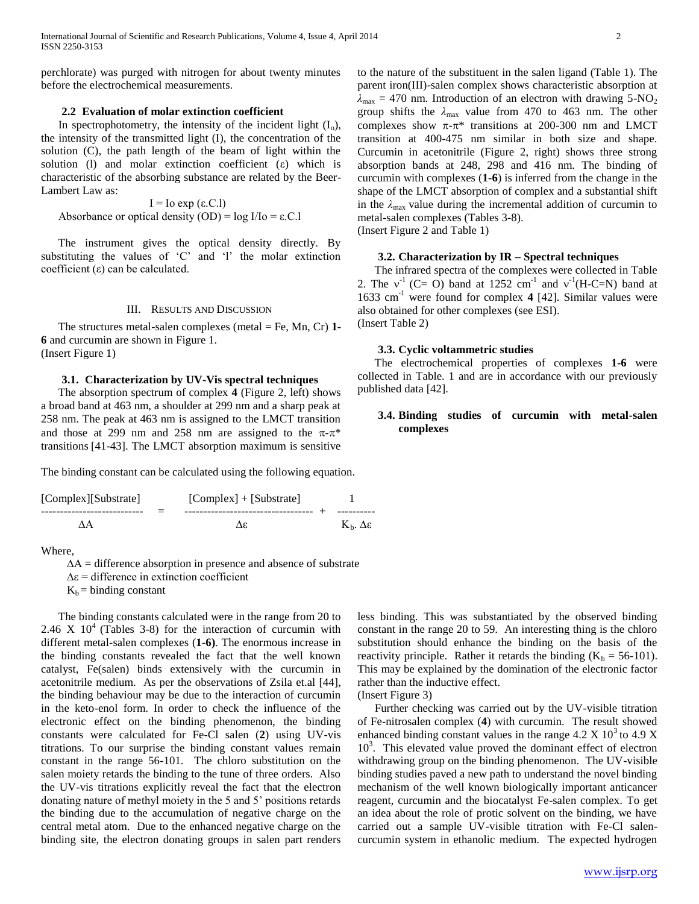perchlorate) was purged with nitrogen for about twenty minutes before the electrochemical measurements.

### 2.2 Evaluation of molar extinction coefficient

In spectrophotometry, the intensity of the incident light ($I_o$), the intensity of the transmitted light (I), the concentration of the solution (C), the path length of the beam of light within the solution (l) and molar extinction coefficient (ε) which is characteristic of the absorbing substance are related by the Beer-Lambert Law as:

$$I = Io \exp (\varepsilon.C.l)$$

Absorbance or optical density (OD) = log I/Io = ε.C.l

The instrument gives the optical density directly. By substituting the values of 'C' and 'l' the molar extinction coefficient (ε) can be calculated.

## III. Results and Discussion

The structures metal-salen complexes (metal = Fe, Mn, Cr) **1-6** and curcumin are shown in Figure 1.
(Insert Figure 1)

### 3.1. Characterization by UV-Vis spectral techniques

The absorption spectrum of complex **4** (Figure 2, left) shows a broad band at 463 nm, a shoulder at 299 nm and a sharp peak at 258 nm. The peak at 463 nm is assigned to the LMCT transition and those at 299 nm and 258 nm are assigned to the π-π* transitions [41-43]. The LMCT absorption maximum is sensitive to the nature of the substituent in the salen ligand (Table 1). The parent iron(III)-salen complex shows characteristic absorption at $\lambda_{max}$ = 470 nm. Introduction of an electron with drawing 5-$NO_2$ group shifts the $\lambda_{max}$ value from 470 to 463 nm. The other complexes show π-π* transitions at 200-300 nm and LMCT transition at 400-475 nm similar in both size and shape. Curcumin in acetonitrile (Figure 2, right) shows three strong absorption bands at 248, 298 and 416 nm. The binding of curcumin with complexes (**1-6**) is inferred from the change in the shape of the LMCT absorption of complex and a substantial shift in the $\lambda_{max}$ value during the incremental addition of curcumin to metal-salen complexes (Tables 3-8).
(Insert Figure 2 and Table 1)

### 3.2. Characterization by IR – Spectral techniques

The infrared spectra of the complexes were collected in Table 2. The $\nu^{-1}$ (C= O) band at 1252 $cm^{-1}$ and $\nu^{-1}$(H-C=N) band at 1633 $cm^{-1}$ were found for complex **4** [42]. Similar values were also obtained for other complexes (see ESI).
(Insert Table 2)

### 3.3. Cyclic voltammetric studies

The electrochemical properties of complexes **1-6** were collected in Table. 1 and are in accordance with our previously published data [42].

### 3.4. Binding studies of curcumin with metal-salen complexes

The binding constant can be calculated using the following equation.

$$\frac{[\text{Complex}][\text{Substrate}]}{\Delta A} = \frac{[\text{Complex}] + [\text{Substrate}]}{\Delta\varepsilon} + \frac{1}{K_b.\Delta\varepsilon}$$

Where,

ΔA = difference absorption in presence and absence of substrate
Δε = difference in extinction coefficient
$K_b$ = binding constant

The binding constants calculated were in the range from 20 to 2.46 X $10^4$ (Tables 3-8) for the interaction of curcumin with different metal-salen complexes (**1-6)**. The enormous increase in the binding constants revealed the fact that the well known catalyst, Fe(salen) binds extensively with the curcumin in acetonitrile medium. As per the observations of Zsila et.al [44], the binding behaviour may be due to the interaction of curcumin in the keto-enol form. In order to check the influence of the electronic effect on the binding phenomenon, the binding constants were calculated for Fe-Cl salen (**2**) using UV-vis titrations. To our surprise the binding constant values remain constant in the range 56-101. The chloro substitution on the salen moiety retards the binding to the tune of three orders. Also the UV-vis titrations explicitly reveal the fact that the electron donating nature of methyl moiety in the 5 and 5' positions retards the binding due to the accumulation of negative charge on the central metal atom. Due to the enhanced negative charge on the binding site, the electron donating groups in salen part renders less binding. This was substantiated by the observed binding constant in the range 20 to 59. An interesting thing is the chloro substitution should enhance the binding on the basis of the reactivity principle. Rather it retards the binding ($K_b$ = 56-101). This may be explained by the domination of the electronic factor rather than the inductive effect.
(Insert Figure 3)

Further checking was carried out by the UV-visible titration of Fe-nitrosalen complex (**4**) with curcumin. The result showed enhanced binding constant values in the range 4.2 X $10^3$ to 4.9 X $10^3$. This elevated value proved the dominant effect of electron withdrawing group on the binding phenomenon. The UV-visible binding studies paved a new path to understand the novel binding mechanism of the well known biologically important anticancer reagent, curcumin and the biocatalyst Fe-salen complex. To get an idea about the role of protic solvent on the binding, we have carried out a sample UV-visible titration with Fe-Cl salen-curcumin system in ethanolic medium. The expected hydrogen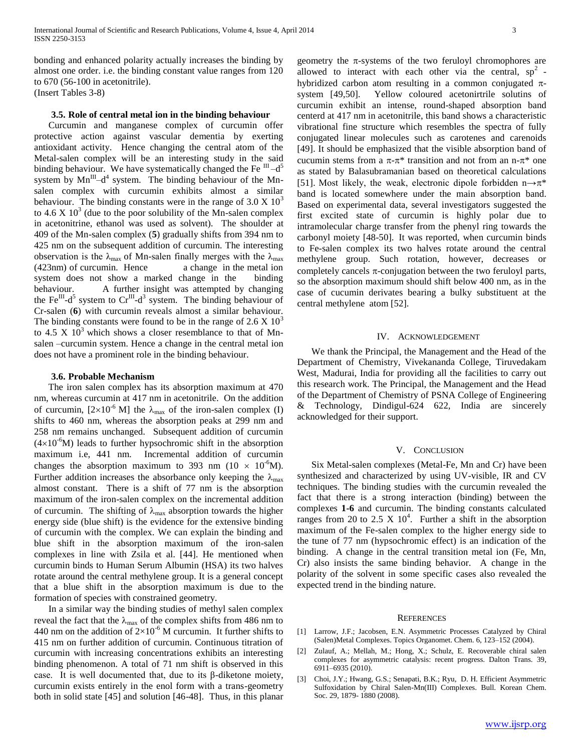bonding and enhanced polarity actually increases the binding by almost one order. i.e. the binding constant value ranges from 120 to 670 (56-100 in acetonitrile).
(Insert Tables 3-8)

### 3.5. Role of central metal ion in the binding behaviour

Curcumin and manganese complex of curcumin offer protective action against vascular dementia by exerting antioxidant activity. Hence changing the central atom of the Metal-salen complex will be an interesting study in the said binding behaviour. We have systematically changed the $Fe^{III}–d^5$ system by $Mn^{III}–d^4$ system. The binding behaviour of the Mn-salen complex with curcumin exhibits almost a similar behaviour. The binding constants were in the range of 3.0 X $10^3$ to 4.6 X $10^3$ (due to the poor solubility of the Mn-salen complex in acetonitrine, ethanol was used as solvent). The shoulder at 409 of the Mn-salen complex (**5**) gradually shifts from 394 nm to 425 nm on the subsequent addition of curcumin. The interesting observation is the $\lambda_{max}$ of Mn-salen finally merges with the $\lambda_{max}$ (423nm) of curcumin. Hence a change in the metal ion system does not show a marked change in the binding behaviour. A further insight was attempted by changing the $Fe^{III}$-$d^5$ system to $Cr^{III}$-$d^3$ system. The binding behaviour of Cr-salen (**6**) with curcumin reveals almost a similar behaviour. The binding constants were found to be in the range of 2.6 X $10^3$ to 4.5 X $10^3$ which shows a closer resemblance to that of Mn-salen –curcumin system. Hence a change in the central metal ion does not have a prominent role in the binding behaviour.

### 3.6. Probable Mechanism

The iron salen complex has its absorption maximum at 470 nm, whereas curcumin at 417 nm in acetonitrile. On the addition of curcumin, [$2\times10^{-6}$ M] the $\lambda_{max}$ of the iron-salen complex (I) shifts to 460 nm, whereas the absorption peaks at 299 nm and 258 nm remains unchanged. Subsequent addition of curcumin ($4\times10^{-6}$M) leads to further hypsochromic shift in the absorption maximum i.e, 441 nm. Incremental addition of curcumin changes the absorption maximum to 393 nm ($10 \times 10^{-6}$M). Further addition increases the absorbance only keeping the $\lambda_{max}$ almost constant. There is a shift of 77 nm is the absorption maximum of the iron-salen complex on the incremental addition of curcumin. The shifting of $\lambda_{max}$ absorption towards the higher energy side (blue shift) is the evidence for the extensive binding of curcumin with the complex. We can explain the binding and blue shift in the absorption maximum of the iron-salen complexes in line with Zsila et al. [44]. He mentioned when curcumin binds to Human Serum Albumin (HSA) its two halves rotate around the central methylene group. It is a general concept that a blue shift in the absorption maximum is due to the formation of species with constrained geometry.

In a similar way the binding studies of methyl salen complex reveal the fact that the $\lambda_{max}$ of the complex shifts from 486 nm to 440 nm on the addition of $2\times10^{-6}$ M curcumin. It further shifts to 415 nm on further addition of curcumin. Continuous titration of curcumin with increasing concentrations exhibits an interesting binding phenomenon. A total of 71 nm shift is observed in this case. It is well documented that, due to its β-diketone moiety, curcumin exists entirely in the enol form with a trans-geometry both in solid state [45] and solution [46-48]. Thus, in this planar geometry the π-systems of the two feruloyl chromophores are allowed to interact with each other via the central, $sp^2$ - hybridized carbon atom resulting in a common conjugated π-system [49,50]. Yellow coloured acetonirtrile solutins of curcumin exhibit an intense, round-shaped absorption band centerd at 417 nm in acetonitrile, this band shows a characteristic vibrational fine structure which resembles the spectra of fully conjugated linear molecules such as carotenes and carenoids [49]. It should be emphasized that the visible absorption band of cucumin stems from a π-π* transition and not from an n-π* one as stated by Balasubramanian based on theoretical calculations [51]. Most likely, the weak, electronic dipole forbidden n→π* band is located somewhere under the main absorption band. Based on experimental data, several investigators suggested the first excited state of curcumin is highly polar due to intramolecular charge transfer from the phenyl ring towards the carbonyl moiety [48-50]. It was reported, when curcumin binds to Fe-salen complex its two halves rotate around the central methylene group. Such rotation, however, decreases or completely cancels π-conjugation between the two feruloyl parts, so the absorption maximum should shift below 400 nm, as in the case of cucumin derivates bearing a bulky substituent at the central methylene atom [52].

## IV. Acknowledgement

We thank the Principal, the Management and the Head of the Department of Chemistry, Vivekananda College, Tiruvedakam West, Madurai, India for providing all the facilities to carry out this research work. The Principal, the Management and the Head of the Department of Chemistry of PSNA College of Engineering & Technology, Dindigul-624 622, India are sincerely acknowledged for their support.

## V. Conclusion

Six Metal-salen complexes (Metal-Fe, Mn and Cr) have been synthesized and characterized by using UV-visible, IR and CV techniques. The binding studies with the curcumin revealed the fact that there is a strong interaction (binding) between the complexes **1**-**6** and curcumin. The binding constants calculated ranges from 20 to 2.5 X $10^4$. Further a shift in the absorption maximum of the Fe-salen complex to the higher energy side to the tune of 77 nm (hypsochromic effect) is an indication of the binding. A change in the central transition metal ion (Fe, Mn, Cr) also insists the same binding behavior. A change in the polarity of the solvent in some specific cases also revealed the expected trend in the binding nature.

## References

[1] Larrow, J.F.; Jacobsen, E.N. Asymmetric Processes Catalyzed by Chiral (Salen)Metal Complexes. Topics Organomet. Chem. 6, 123–152 (2004).

[2] Zulauf, A.; Mellah, M.; Hong, X.; Schulz, E. Recoverable chiral salen complexes for asymmetric catalysis: recent progress. Dalton Trans. 39, 6911–6935 (2010).

[3] Choi, J.Y.; Hwang, G.S.; Senapati, B.K.; Ryu, D. H. Efficient Asymmetric Sulfoxidation by Chiral Salen-Mn(III) Complexes. Bull. Korean Chem. Soc. 29, 1879- 1880 (2008).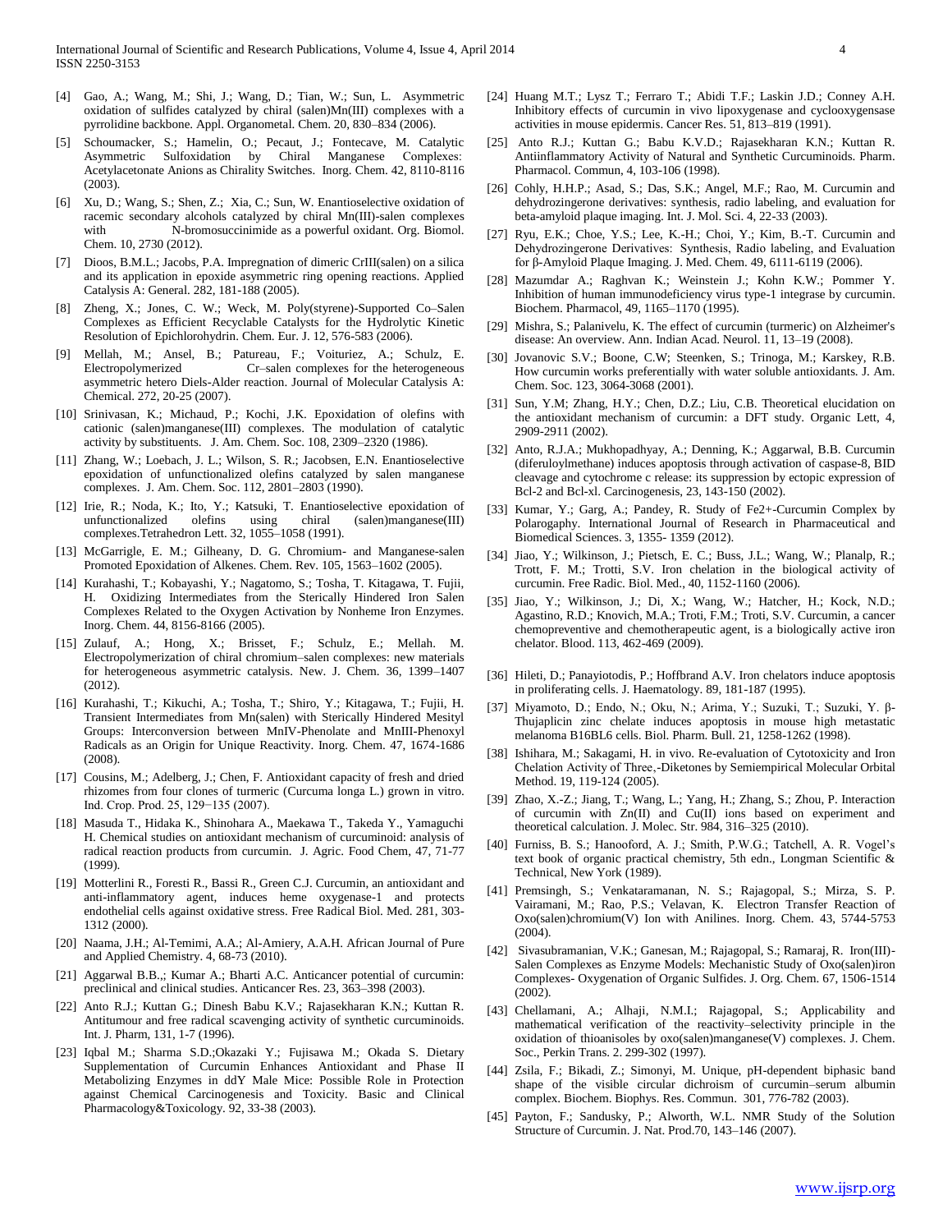[4] Gao, A.; Wang, M.; Shi, J.; Wang, D.; Tian, W.; Sun, L. Asymmetric oxidation of sulfides catalyzed by chiral (salen)Mn(III) complexes with a pyrrolidine backbone. Appl. Organometal. Chem. 20, 830–834 (2006).

[5] Schoumacker, S.; Hamelin, O.; Pecaut, J.; Fontecave, M. Catalytic Asymmetric Sulfoxidation by Chiral Manganese Complexes: Acetylacetonate Anions as Chirality Switches. Inorg. Chem. 42, 8110-8116 (2003).

[6] Xu, D.; Wang, S.; Shen, Z.; Xia, C.; Sun, W. Enantioselective oxidation of racemic secondary alcohols catalyzed by chiral Mn(III)-salen complexes with N-bromosuccinimide as a powerful oxidant. Org. Biomol. Chem. 10, 2730 (2012).

[7] Dioos, B.M.L.; Jacobs, P.A. Impregnation of dimeric CrIII(salen) on a silica and its application in epoxide asymmetric ring opening reactions. Applied Catalysis A: General. 282, 181-188 (2005).

[8] Zheng, X.; Jones, C. W.; Weck, M. Poly(styrene)-Supported Co–Salen Complexes as Efficient Recyclable Catalysts for the Hydrolytic Kinetic Resolution of Epichlorohydrin. Chem. Eur. J. 12, 576-583 (2006).

[9] Mellah, M.; Ansel, B.; Patureau, F.; Voituriez, A.; Schulz, E. Electropolymerized Cr–salen complexes for the heterogeneous asymmetric hetero Diels-Alder reaction. Journal of Molecular Catalysis A: Chemical. 272, 20-25 (2007).

[10] Srinivasan, K.; Michaud, P.; Kochi, J.K. Epoxidation of olefins with cationic (salen)manganese(III) complexes. The modulation of catalytic activity by substituents. J. Am. Chem. Soc. 108, 2309–2320 (1986).

[11] Zhang, W.; Loebach, J. L.; Wilson, S. R.; Jacobsen, E.N. Enantioselective epoxidation of unfunctionalized olefins catalyzed by salen manganese complexes. J. Am. Chem. Soc. 112, 2801–2803 (1990).

[12] Irie, R.; Noda, K.; Ito, Y.; Katsuki, T. Enantioselective epoxidation of unfunctionalized olefins using chiral (salen)manganese(III) complexes.Tetrahedron Lett. 32, 1055–1058 (1991).

[13] McGarrigle, E. M.; Gilheany, D. G. Chromium- and Manganese-salen Promoted Epoxidation of Alkenes. Chem. Rev. 105, 1563–1602 (2005).

[14] Kurahashi, T.; Kobayashi, Y.; Nagatomo, S.; Tosha, T. Kitagawa, T. Fujii, H. Oxidizing Intermediates from the Sterically Hindered Iron Salen Complexes Related to the Oxygen Activation by Nonheme Iron Enzymes. Inorg. Chem. 44, 8156-8166 (2005).

[15] Zulauf, A.; Hong, X.; Brisset, F.; Schulz, E.; Mellah. M. Electropolymerization of chiral chromium–salen complexes: new materials for heterogeneous asymmetric catalysis. New. J. Chem. 36, 1399–1407 (2012).

[16] Kurahashi, T.; Kikuchi, A.; Tosha, T.; Shiro, Y.; Kitagawa, T.; Fujii, H. Transient Intermediates from Mn(salen) with Sterically Hindered Mesityl Groups: Interconversion between MnIV-Phenolate and MnIII-Phenoxyl Radicals as an Origin for Unique Reactivity. Inorg. Chem. 47, 1674-1686 (2008).

[17] Cousins, M.; Adelberg, J.; Chen, F. Antioxidant capacity of fresh and dried rhizomes from four clones of turmeric (Curcuma longa L.) grown in vitro. Ind. Crop. Prod. 25, 129−135 (2007).

[18] Masuda T., Hidaka K., Shinohara A., Maekawa T., Takeda Y., Yamaguchi H. Chemical studies on antioxidant mechanism of curcuminoid: analysis of radical reaction products from curcumin. J. Agric. Food Chem, 47, 71-77 (1999).

[19] Motterlini R., Foresti R., Bassi R., Green C.J. Curcumin, an antioxidant and anti-inflammatory agent, induces heme oxygenase-1 and protects endothelial cells against oxidative stress. Free Radical Biol. Med. 281, 303-1312 (2000).

[20] Naama, J.H.; Al-Temimi, A.A.; Al-Amiery, A.A.H. African Journal of Pure and Applied Chemistry. 4, 68-73 (2010).

[21] Aggarwal B.B.,; Kumar A.; Bharti A.C. Anticancer potential of curcumin: preclinical and clinical studies. Anticancer Res. 23, 363–398 (2003).

[22] Anto R.J.; Kuttan G.; Dinesh Babu K.V.; Rajasekharan K.N.; Kuttan R. Antitumour and free radical scavenging activity of synthetic curcuminoids. Int. J. Pharm, 131, 1-7 (1996).

[23] Iqbal M.; Sharma S.D.;Okazaki Y.; Fujisawa M.; Okada S. Dietary Supplementation of Curcumin Enhances Antioxidant and Phase II Metabolizing Enzymes in ddY Male Mice: Possible Role in Protection against Chemical Carcinogenesis and Toxicity. Basic and Clinical Pharmacology&Toxicology. 92, 33-38 (2003).

[24] Huang M.T.; Lysz T.; Ferraro T.; Abidi T.F.; Laskin J.D.; Conney A.H. Inhibitory effects of curcumin in vivo lipoxygenase and cyclooxygensase activities in mouse epidermis. Cancer Res. 51, 813–819 (1991).

[25] Anto R.J.; Kuttan G.; Babu K.V.D.; Rajasekharan K.N.; Kuttan R. Antiinflammatory Activity of Natural and Synthetic Curcuminoids. Pharm. Pharmacol. Commun, 4, 103-106 (1998).

[26] Cohly, H.H.P.; Asad, S.; Das, S.K.; Angel, M.F.; Rao, M. Curcumin and dehydrozingerone derivatives: synthesis, radio labeling, and evaluation for beta-amyloid plaque imaging. Int. J. Mol. Sci. 4, 22-33 (2003).

[27] Ryu, E.K.; Choe, Y.S.; Lee, K.-H.; Choi, Y.; Kim, B.-T. Curcumin and Dehydrozingerone Derivatives: Synthesis, Radio labeling, and Evaluation for β-Amyloid Plaque Imaging. J. Med. Chem. 49, 6111-6119 (2006).

[28] Mazumdar A.; Raghvan K.; Weinstein J.; Kohn K.W.; Pommer Y. Inhibition of human immunodeficiency virus type-1 integrase by curcumin. Biochem. Pharmacol, 49, 1165–1170 (1995).

[29] Mishra, S.; Palanivelu, K. The effect of curcumin (turmeric) on Alzheimer's disease: An overview. Ann. Indian Acad. Neurol. 11, 13–19 (2008).

[30] Jovanovic S.V.; Boone, C.W; Steenken, S.; Trinoga, M.; Karskey, R.B. How curcumin works preferentially with water soluble antioxidants. J. Am. Chem. Soc. 123, 3064-3068 (2001).

[31] Sun, Y.M; Zhang, H.Y.; Chen, D.Z.; Liu, C.B. Theoretical elucidation on the antioxidant mechanism of curcumin: a DFT study. Organic Lett, 4, 2909-2911 (2002).

[32] Anto, R.J.A.; Mukhopadhyay, A.; Denning, K.; Aggarwal, B.B. Curcumin (diferuloylmethane) induces apoptosis through activation of caspase-8, BID cleavage and cytochrome c release: its suppression by ectopic expression of Bcl-2 and Bcl-xl. Carcinogenesis, 23, 143-150 (2002).

[33] Kumar, Y.; Garg, A.; Pandey, R. Study of Fe2+-Curcumin Complex by Polarogaphy. International Journal of Research in Pharmaceutical and Biomedical Sciences. 3, 1355- 1359 (2012).

[34] Jiao, Y.; Wilkinson, J.; Pietsch, E. C.; Buss, J.L.; Wang, W.; Planalp, R.; Trott, F. M.; Trotti, S.V. Iron chelation in the biological activity of curcumin. Free Radic. Biol. Med., 40, 1152-1160 (2006).

[35] Jiao, Y.; Wilkinson, J.; Di, X.; Wang, W.; Hatcher, H.; Kock, N.D.; Agastino, R.D.; Knovich, M.A.; Troti, F.M.; Troti, S.V. Curcumin, a cancer chemopreventive and chemotherapeutic agent, is a biologically active iron chelator. Blood. 113, 462-469 (2009).

[36] Hileti, D.; Panayiotodis, P.; Hoffbrand A.V. Iron chelators induce apoptosis in proliferating cells. J. Haematology. 89, 181-187 (1995).

[37] Miyamoto, D.; Endo, N.; Oku, N.; Arima, Y.; Suzuki, T.; Suzuki, Y. β-Thujaplicin zinc chelate induces apoptosis in mouse high metastatic melanoma B16BL6 cells. Biol. Pharm. Bull. 21, 1258-1262 (1998).

[38] Ishihara, M.; Sakagami, H. in vivo. Re-evaluation of Cytotoxicity and Iron Chelation Activity of Three,-Diketones by Semiempirical Molecular Orbital Method. 19, 119-124 (2005).

[39] Zhao, X.-Z.; Jiang, T.; Wang, L.; Yang, H.; Zhang, S.; Zhou, P. Interaction of curcumin with Zn(II) and Cu(II) ions based on experiment and theoretical calculation. J. Molec. Str. 984, 316–325 (2010).

[40] Furniss, B. S.; Hanooford, A. J.; Smith, P.W.G.; Tatchell, A. R. Vogel's text book of organic practical chemistry, 5th edn., Longman Scientific & Technical, New York (1989).

[41] Premsingh, S.; Venkataramanan, N. S.; Rajagopal, S.; Mirza, S. P. Vairamani, M.; Rao, P.S.; Velavan, K. Electron Transfer Reaction of Oxo(salen)chromium(V) Ion with Anilines. Inorg. Chem. 43, 5744-5753 (2004).

[42] Sivasubramanian, V.K.; Ganesan, M.; Rajagopal, S.; Ramaraj, R. Iron(III)-Salen Complexes as Enzyme Models: Mechanistic Study of Oxo(salen)iron Complexes- Oxygenation of Organic Sulfides. J. Org. Chem. 67, 1506-1514 (2002).

[43] Chellamani, A.; Alhaji, N.M.I.; Rajagopal, S.; Applicability and mathematical verification of the reactivity–selectivity principle in the oxidation of thioanisoles by oxo(salen)manganese(V) complexes. J. Chem. Soc., Perkin Trans. 2. 299-302 (1997).

[44] Zsila, F.; Bikadi, Z.; Simonyi, M. Unique, pH-dependent biphasic band shape of the visible circular dichroism of curcumin–serum albumin complex. Biochem. Biophys. Res. Commun. 301, 776-782 (2003).

[45] Payton, F.; Sandusky, P.; Alworth, W.L. NMR Study of the Solution Structure of Curcumin. J. Nat. Prod.70, 143–146 (2007).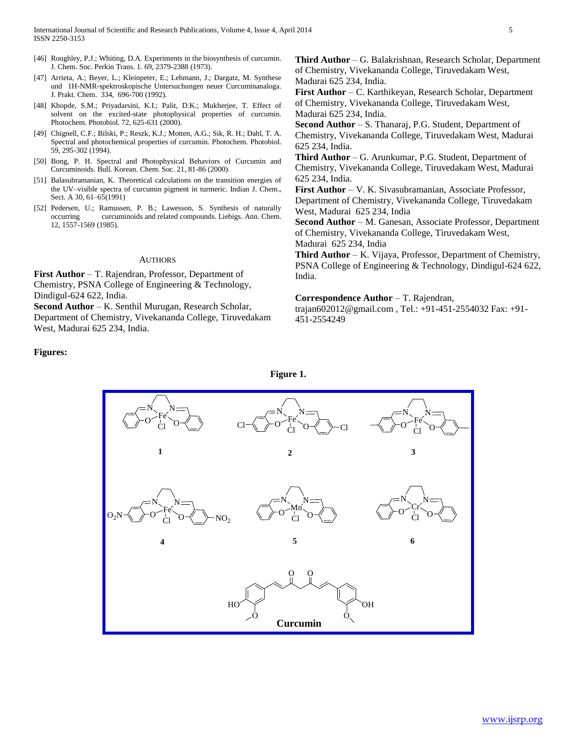[46] Roughley, P.J.; Whiting, D.A. Experiments in the biosynthesis of curcumin. J. Chem. Soc. Perkin Trans. 1. 69, 2379-2388 (1973).

[47] Arrieta, A.; Beyer, L.; Kleinpeter, E.; Lehmann, J.; Dargatz, M. Synthese und 1H-NMR-spektroskopische Untersuchungen neuer Curcuminanaloga. J. Prakt. Chem. 334, 696-700 (1992).

[48] Khopde, S.M.; Priyadarsini, K.I.; Palit, D.K.; Mukherjee, T. Effect of solvent on the excited-state photophysical properties of curcumin. Photochem. Photobiol. 72, 625-631 (2000).

[49] Chignell, C.F.; Bilski, P.; Reszk, K.J.; Motten, A.G.; Sik, R. H.; Dahl, T. A. Spectral and photochemical properties of curcumin. Photochem. Photobiol. 59, 295-302 (1994).

[50] Bong, P. H. Spectral and Photophysical Behaviors of Curcumin and Curcuminoids. Bull. Korean. Chem. Soc. 21, 81-86 (2000).

[51] Balasubramanian, K. Theoretical calculations on the transition energies of the UV–visible spectra of curcumin pigment in turmeric. Indian J. Chem., Sect. A 30, 61–65(1991)

[52] Pedersen, U.; Ramussen, P. B.; Lawesson, S. Synthesis of naturally occurring curcuminoids and related compounds. Liebigs. Ann. Chem. 12, 1557-1569 (1985).

## Authors

**First Author** – T. Rajendran, Professor, Department of Chemistry, PSNA College of Engineering & Technology, Dindigul-624 622, India.

**Second Author** – K. Senthil Murugan, Research Scholar, Department of Chemistry, Vivekananda College, Tiruvedakam West, Madurai 625 234, India.

**Third Author** – G. Balakrishnan, Research Scholar, Department of Chemistry, Vivekananda College, Tiruvedakam West, Madurai 625 234, India.

**First Author** – C. Karthikeyan, Research Scholar, Department of Chemistry, Vivekananda College, Tiruvedakam West, Madurai 625 234, India.

**Second Author** – S. Thanaraj, P.G. Student, Department of Chemistry, Vivekananda College, Tiruvedakam West, Madurai 625 234, India.

**Third Author** – G. Arunkumar, P.G. Student, Department of Chemistry, Vivekananda College, Tiruvedakam West, Madurai 625 234, India.

**First Author** – V. K. Sivasubramanian, Associate Professor, Department of Chemistry, Vivekananda College, Tiruvedakam West, Madurai 625 234, India

**Second Author** – M. Ganesan, Associate Professor, Department of Chemistry, Vivekananda College, Tiruvedakam West, Madurai 625 234, India

**Third Author** – K. Vijaya, Professor, Department of Chemistry, PSNA College of Engineering & Technology, Dindigul-624 622, India.

**Correspondence Author** – T. Rajendran, trajan602012@gmail.com , Tel.: +91-451-2554032 Fax: +91-451-2554249

**Figures:**

**Figure 1.**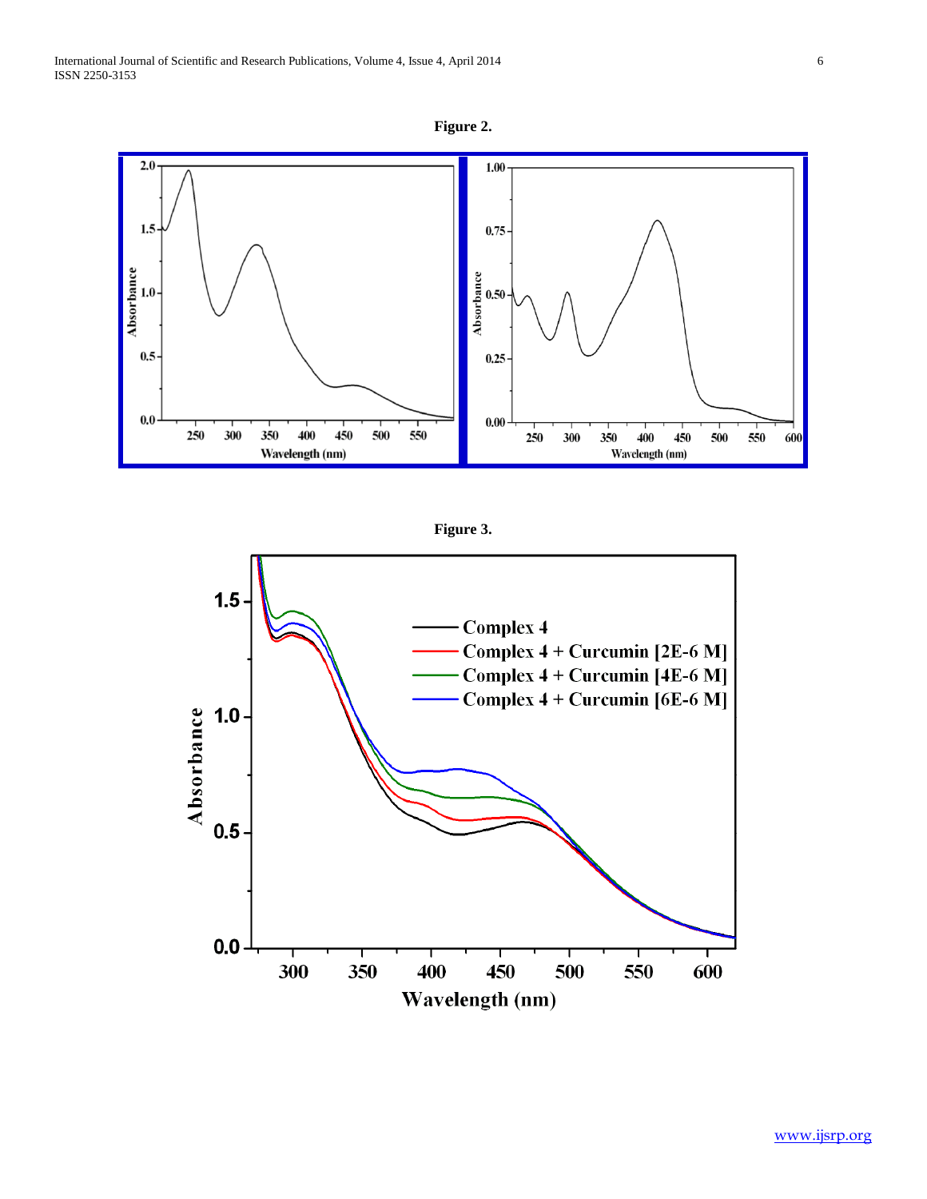Figure 2.

Figure 3.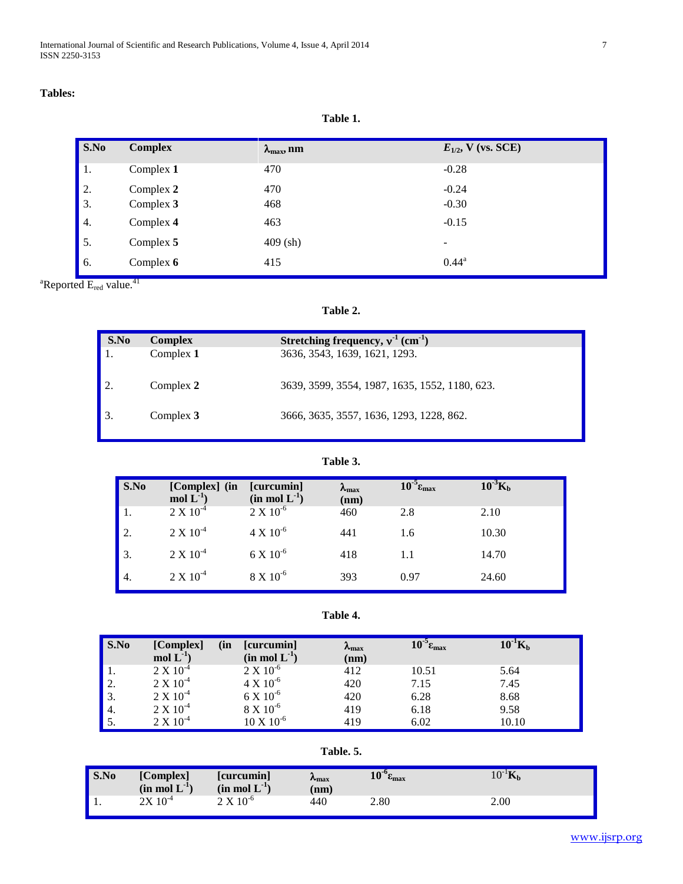## Tables:

**Table 1.**

| S.No | Complex | $\lambda_{max}$, nm | $E_{1/2}$, V (vs. SCE) |
|---|---|---|---|
| 1. | Complex **1** | 470 | -0.28 |
| 2. | Complex **2** | 470 | -0.24 |
| 3. | Complex **3** | 468 | -0.30 |
| 4. | Complex **4** | 463 | -0.15 |
| 5. | Complex **5** | 409 (sh) | - |
| 6. | Complex **6** | 415 | 0.44[a] |

[a]Reported $E_{red}$ value.[41]

**Table 2.**

| S.No | Complex | Stretching frequency, $\nu^{-1}$ ($cm^{-1}$) |
|---|---|---|
| 1. | Complex **1** | 3636, 3543, 1639, 1621, 1293. |
| 2. | Complex **2** | 3639, 3599, 3554, 1987, 1635, 1552, 1180, 623. |
| 3. | Complex **3** | 3666, 3635, 3557, 1636, 1293, 1228, 862. |

**Table 3.**

| S.No | [Complex] (in mol $L^{-1}$) | [curcumin] (in mol $L^{-1}$) | $\lambda_{max}$ (nm) | $10^{-5}\varepsilon_{max}$ | $10^{-3}K_b$ |
|---|---|---|---|---|---|
| 1. | 2 X $10^{-4}$ | 2 X $10^{-6}$ | 460 | 2.8 | 2.10 |
| 2. | 2 X $10^{-4}$ | 4 X $10^{-6}$ | 441 | 1.6 | 10.30 |
| 3. | 2 X $10^{-4}$ | 6 X $10^{-6}$ | 418 | 1.1 | 14.70 |
| 4. | 2 X $10^{-4}$ | 8 X $10^{-6}$ | 393 | 0.97 | 24.60 |

**Table 4.**

| S.No | [Complex] (in mol $L^{-1}$) | [curcumin] (in mol $L^{-1}$) | $\lambda_{max}$ (nm) | $10^{-5}\varepsilon_{max}$ | $10^{-1}K_b$ |
|---|---|---|---|---|---|
| 1. | 2 X $10^{-4}$ | 2 X $10^{-6}$ | 412 | 10.51 | 5.64 |
| 2. | 2 X $10^{-4}$ | 4 X $10^{-6}$ | 420 | 7.15 | 7.45 |
| 3. | 2 X $10^{-4}$ | 6 X $10^{-6}$ | 420 | 6.28 | 8.68 |
| 4. | 2 X $10^{-4}$ | 8 X $10^{-6}$ | 419 | 6.18 | 9.58 |
| 5. | 2 X $10^{-4}$ | 10 X $10^{-6}$ | 419 | 6.02 | 10.10 |

**Table. 5.**

| S.No | [Complex] (in mol $L^{-1}$) | [curcumin] (in mol $L^{-1}$) | $\lambda_{max}$ (nm) | $10^{-6}\varepsilon_{max}$ | $10^{-1}K_b$ |
|---|---|---|---|---|---|
| 1. | 2X $10^{-4}$ | 2 X $10^{-6}$ | 440 | 2.80 | 2.00 |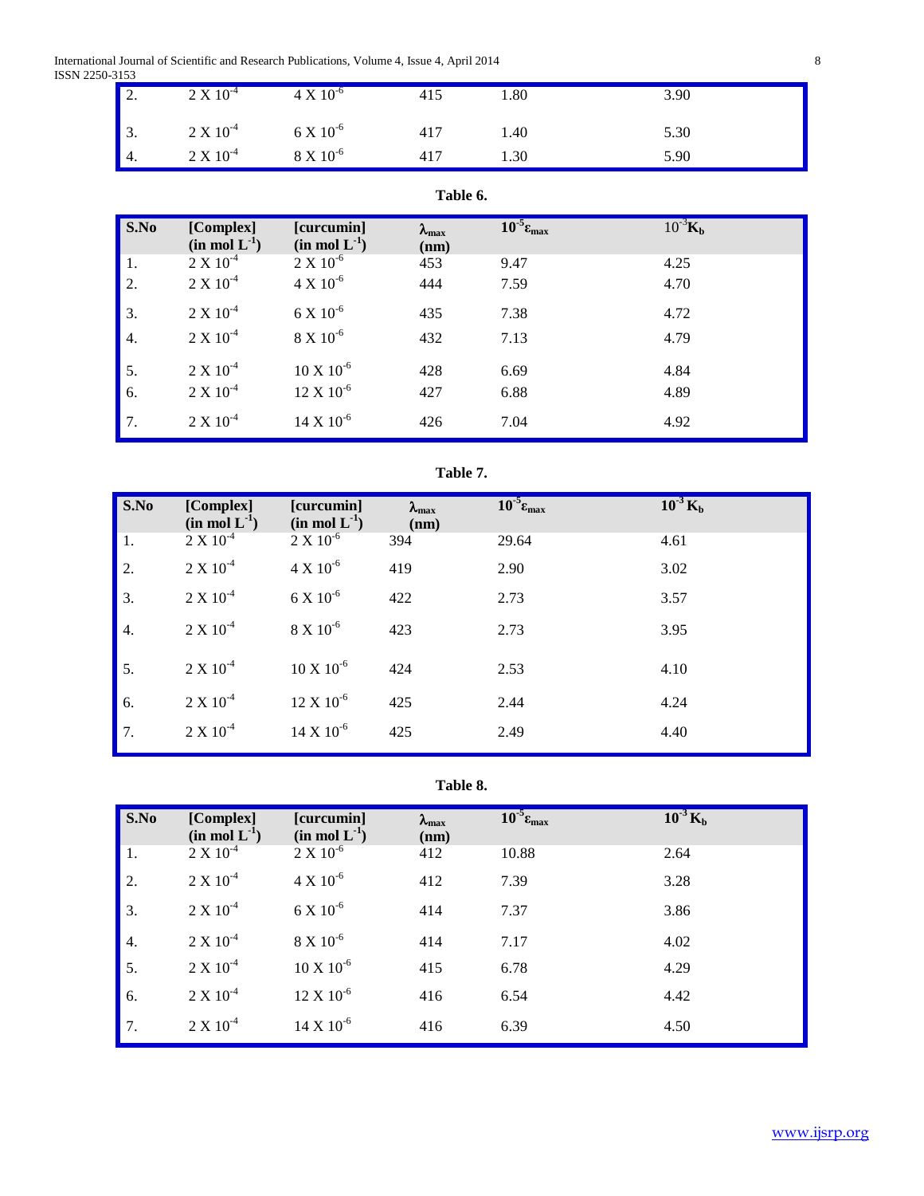| | | | | | |
|---|---|---|---|---|---|
| 2. | $2 \times 10^{-4}$ | $4 \times 10^{-6}$ | 415 | 1.80 | 3.90 |
| 3. | $2 \times 10^{-4}$ | $6 \times 10^{-6}$ | 417 | 1.40 | 5.30 |
| 4. | $2 \times 10^{-4}$ | $8 \times 10^{-6}$ | 417 | 1.30 | 5.90 |

**Table 6.**

| S.No | [Complex] (in mol $L^{-1}$) | [curcumin] (in mol $L^{-1}$) | $\lambda_{max}$ (nm) | $10^{-5}\varepsilon_{max}$ | $10^{-3}K_b$ |
|---|---|---|---|---|---|
| 1. | $2 \times 10^{-4}$ | $2 \times 10^{-6}$ | 453 | 9.47 | 4.25 |
| 2. | $2 \times 10^{-4}$ | $4 \times 10^{-6}$ | 444 | 7.59 | 4.70 |
| 3. | $2 \times 10^{-4}$ | $6 \times 10^{-6}$ | 435 | 7.38 | 4.72 |
| 4. | $2 \times 10^{-4}$ | $8 \times 10^{-6}$ | 432 | 7.13 | 4.79 |
| 5. | $2 \times 10^{-4}$ | $10 \times 10^{-6}$ | 428 | 6.69 | 4.84 |
| 6. | $2 \times 10^{-4}$ | $12 \times 10^{-6}$ | 427 | 6.88 | 4.89 |
| 7. | $2 \times 10^{-4}$ | $14 \times 10^{-6}$ | 426 | 7.04 | 4.92 |

**Table 7.**

| S.No | [Complex] (in mol $L^{-1}$) | [curcumin] (in mol $L^{-1}$) | $\lambda_{max}$ (nm) | $10^{-5}\varepsilon_{max}$ | $10^{-3}K_b$ |
|---|---|---|---|---|---|
| 1. | $2 \times 10^{-4}$ | $2 \times 10^{-6}$ | 394 | 29.64 | 4.61 |
| 2. | $2 \times 10^{-4}$ | $4 \times 10^{-6}$ | 419 | 2.90 | 3.02 |
| 3. | $2 \times 10^{-4}$ | $6 \times 10^{-6}$ | 422 | 2.73 | 3.57 |
| 4. | $2 \times 10^{-4}$ | $8 \times 10^{-6}$ | 423 | 2.73 | 3.95 |
| 5. | $2 \times 10^{-4}$ | $10 \times 10^{-6}$ | 424 | 2.53 | 4.10 |
| 6. | $2 \times 10^{-4}$ | $12 \times 10^{-6}$ | 425 | 2.44 | 4.24 |
| 7. | $2 \times 10^{-4}$ | $14 \times 10^{-6}$ | 425 | 2.49 | 4.40 |

**Table 8.**

| S.No | [Complex] (in mol $L^{-1}$) | [curcumin] (in mol $L^{-1}$) | $\lambda_{max}$ (nm) | $10^{-5}\varepsilon_{max}$ | $10^{-3}K_b$ |
|---|---|---|---|---|---|
| 1. | $2 \times 10^{-4}$ | $2 \times 10^{-6}$ | 412 | 10.88 | 2.64 |
| 2. | $2 \times 10^{-4}$ | $4 \times 10^{-6}$ | 412 | 7.39 | 3.28 |
| 3. | $2 \times 10^{-4}$ | $6 \times 10^{-6}$ | 414 | 7.37 | 3.86 |
| 4. | $2 \times 10^{-4}$ | $8 \times 10^{-6}$ | 414 | 7.17 | 4.02 |
| 5. | $2 \times 10^{-4}$ | $10 \times 10^{-6}$ | 415 | 6.78 | 4.29 |
| 6. | $2 \times 10^{-4}$ | $12 \times 10^{-6}$ | 416 | 6.54 | 4.42 |
| 7. | $2 \times 10^{-4}$ | $14 \times 10^{-6}$ | 416 | 6.39 | 4.50 |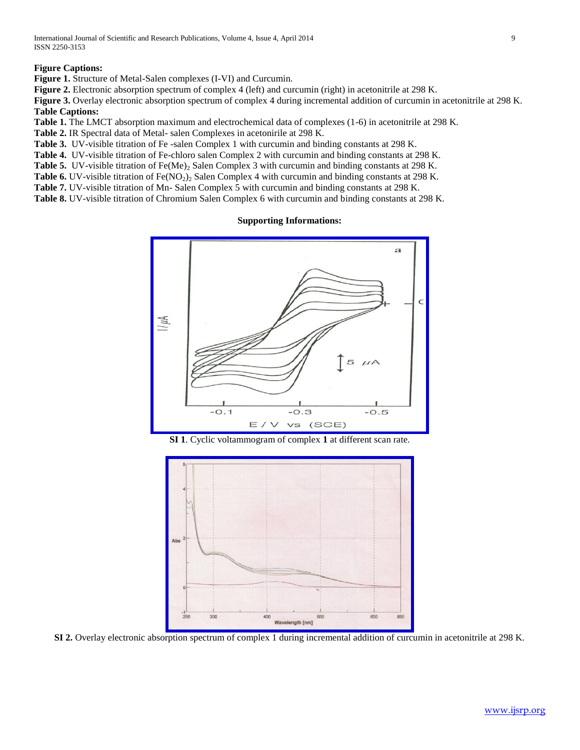**Figure Captions:**

**Figure 1.** Structure of Metal-Salen complexes (I-VI) and Curcumin.

**Figure 2.** Electronic absorption spectrum of complex 4 (left) and curcumin (right) in acetonitrile at 298 K.

**Figure 3.** Overlay electronic absorption spectrum of complex 4 during incremental addition of curcumin in acetonitrile at 298 K.

**Table Captions:**

**Table 1.** The LMCT absorption maximum and electrochemical data of complexes (1-6) in acetonitrile at 298 K.

**Table 2.** IR Spectral data of Metal- salen Complexes in acetonirile at 298 K.

**Table 3.** UV-visible titration of Fe -salen Complex 1 with curcumin and binding constants at 298 K.

**Table 4.** UV-visible titration of Fe-chloro salen Complex 2 with curcumin and binding constants at 298 K.

**Table 5.** UV-visible titration of $Fe(Me)_2$ Salen Complex 3 with curcumin and binding constants at 298 K.

**Table 6.** UV-visible titration of $Fe(NO_2)_2$ Salen Complex 4 with curcumin and binding constants at 298 K.

**Table 7.** UV-visible titration of Mn- Salen Complex 5 with curcumin and binding constants at 298 K.

**Table 8.** UV-visible titration of Chromium Salen Complex 6 with curcumin and binding constants at 298 K.

**Supporting Informations:**

**SI 1**. Cyclic voltammogram of complex **1** at different scan rate.

**SI 2.** Overlay electronic absorption spectrum of complex 1 during incremental addition of curcumin in acetonitrile at 298 K.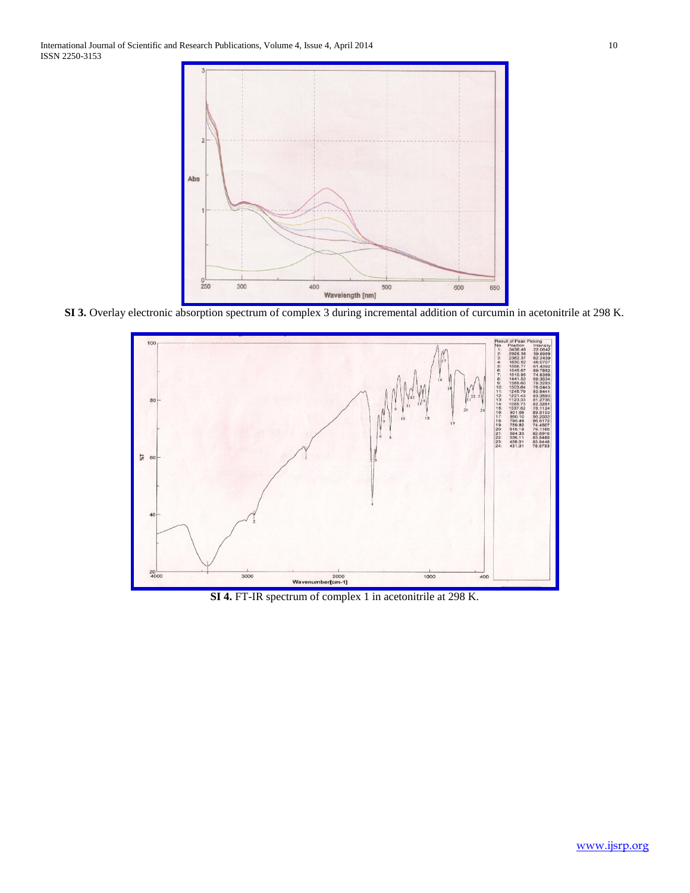**SI 3.** Overlay electronic absorption spectrum of complex 3 during incremental addition of curcumin in acetonitrile at 298 K.

**SI 4.** FT-IR spectrum of complex 1 in acetonitrile at 298 K.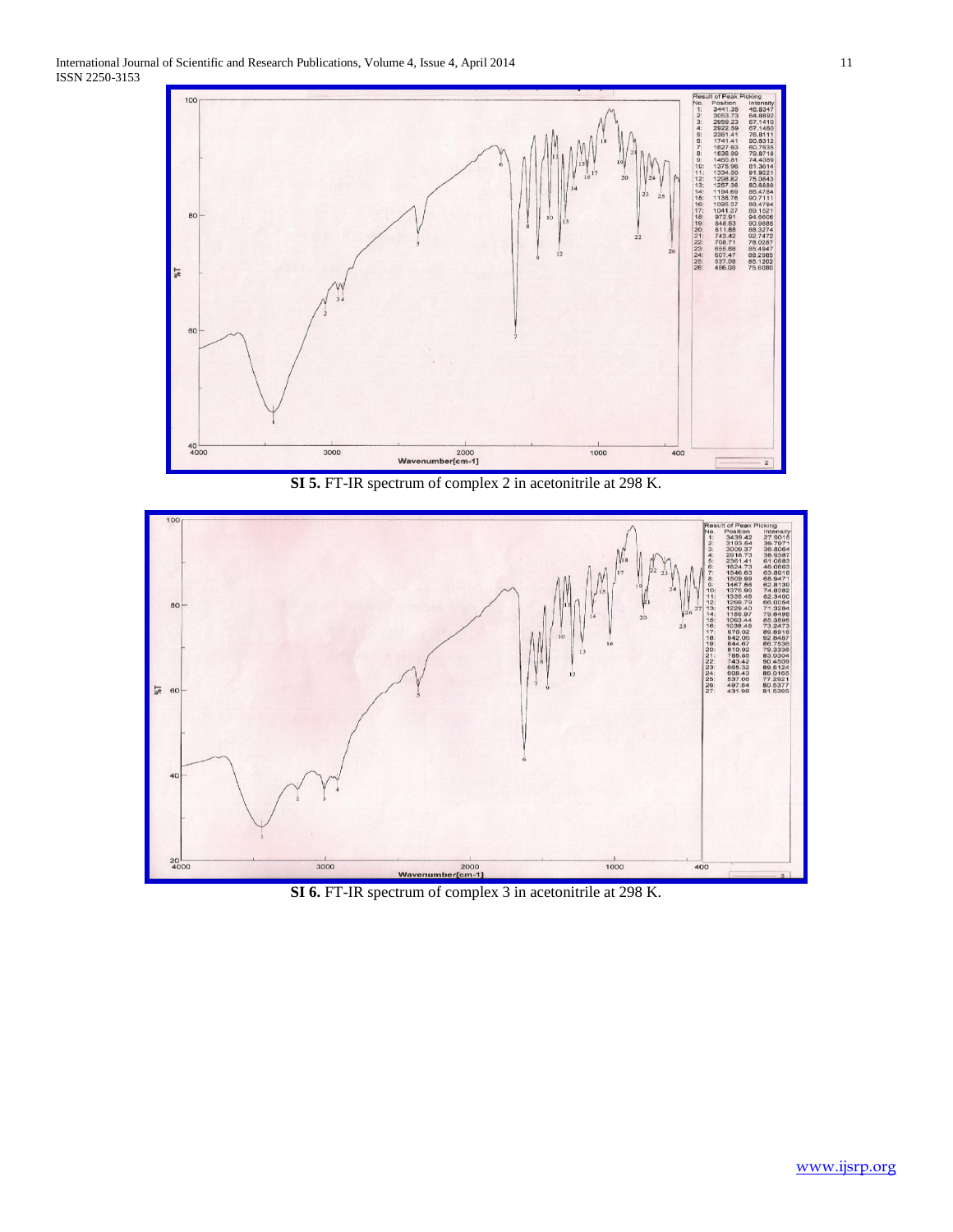Result of Peak Picking

No. Position Intensity

1: 3441.35 45.8347

2: 3053.73 64.8892

3: 2959.23 67.1410

4: 2922.59 67.1460

5: 2361.41 76.8111

6: 1741.41 90.6312

7: 1627.63 60.7635

8: 1535.99 79.8718

9: 1460.81 74.4089

10: 1375.96 81.3614

11: 1334.50 91.9221

12: 1298.82 75.0843

13: 1257.36 80.5889

14: 1194.69 86.4764

15: 1138.76 90.7111

16: 1095.37 88.4794

17: 1041.37 89.1521

18: 972.91 94.6606

19: 848.53 90.9886

20: 811.88 88.3274

21: 743.42 92.7472

22: 708.71 78.0267

23: 655.68 85.4947

24: 607.47 88.2985

25: 537.08 85.1202

26: 456.08 75.6080

100

80

60

40

%T

4000

3000

2000

1000

400

Wavenumber[cm-1]

2

**SI 5.** FT-IR spectrum of complex 2 in acetonitrile at 298 K.

Result of Peak Picking

No. Position Intensity

1: 3436.42 27.9015

2: 3103.64 36.7971

3: 3009.37 36.8064

4: 2918.73 38.9387

5: 2361.41 61.0883

6: 1624.73 46.0663

7: 1546.63 63.8016

8: 1509.99 68.9471

9: 1467.56 62.8139

10: 1375.96 74.8382

11: 1335.46 82.3400

12: 1299.79 66.0084

13: 1229.40 71.3284

14: 1169.97 79.6498

15: 1093.44 85.3895

16: 1038.48 73.2473

17: 970.02 89.6916

18: 942.06 92.8487

19: 844.67 86.7536

20: 810.92 79.3336

21: 785.85 83.0304

22: 743.42 90.4509

23: 665.32 89.8124

24: 608.43 89.0165

25: 537.06 77.2921

26: 497.54 80.5377

27: 431.98 81.5395

100

80

60

40

20

%T

4000

3000

2000

1000

400

Wavenumber[cm-1]

3

**SI 6.** FT-IR spectrum of complex 3 in acetonitrile at 298 K.